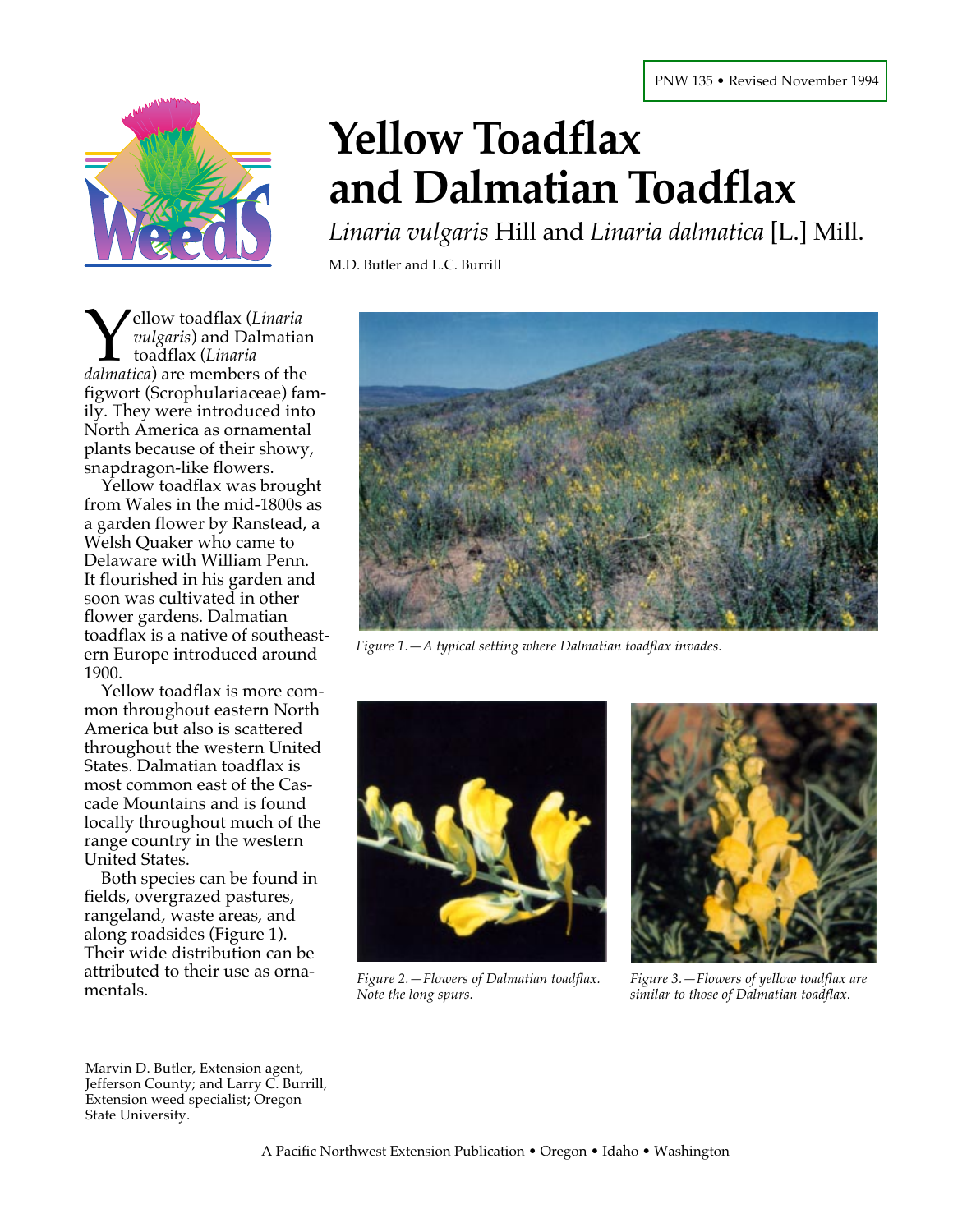PNW 135 • Revised November 1994

# Yellow Toadflax and Dalmatian Toadflax

*Linaria vulgaris* Hill and *Linaria dalmatica* [L.] Mill.

M.D. Butler and L.C. Burrill

Yellow toadflax (*Linaria vulgaris*) and Dalmatian toadflax (*Linaria dalmatica*) are members of the figwort (Scrophulariaceae) family. They were introduced into North America as ornamental plants because of their showy, snapdragon-like flowers.

Yellow toadflax was brought from Wales in the mid-1800s as a garden flower by Ranstead, a Welsh Quaker who came to Delaware with William Penn. It flourished in his garden and soon was cultivated in other flower gardens. Dalmatian toadflax is a native of southeastern Europe introduced around 1900.

Yellow toadflax is more common throughout eastern North America but also is scattered throughout the western United States. Dalmatian toadflax is most common east of the Cascade Mountains and is found locally throughout much of the range country in the western United States.

Both species can be found in fields, overgrazed pastures, rangeland, waste areas, and along roadsides (Figure 1). Their wide distribution can be attributed to their use as ornamentals.

*Figure 1.—A typical setting where Dalmatian toadflax invades.*

*Figure 2.—Flowers of Dalmatian toadflax. Note the long spurs.*

*Figure 3.—Flowers of yellow toadflax are similar to those of Dalmatian toadflax.*

Marvin D. Butler, Extension agent, Jefferson County; and Larry C. Burrill, Extension weed specialist; Oregon State University.

A Pacific Northwest Extension Publication • Oregon • Idaho • Washington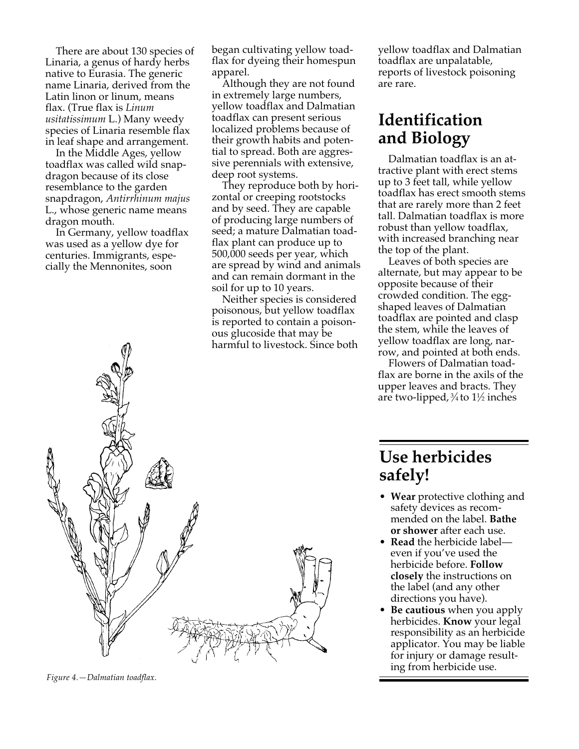There are about 130 species of Linaria, a genus of hardy herbs native to Eurasia. The generic name Linaria, derived from the Latin linon or linum, means flax. (True flax is *Linum usitatissimum* L.) Many weedy species of Linaria resemble flax in leaf shape and arrangement.

In the Middle Ages, yellow toadflax was called wild snapdragon because of its close resemblance to the garden snapdragon, *Antirrhinum majus* L., whose generic name means dragon mouth.

In Germany, yellow toadflax was used as a yellow dye for centuries. Immigrants, especially the Mennonites, soon began cultivating yellow toadflax for dyeing their homespun apparel.

Although they are not found in extremely large numbers, yellow toadflax and Dalmatian toadflax can present serious localized problems because of their growth habits and potential to spread. Both are aggressive perennials with extensive, deep root systems.

They reproduce both by horizontal or creeping rootstocks and by seed. They are capable of producing large numbers of seed; a mature Dalmatian toadflax plant can produce up to 500,000 seeds per year, which are spread by wind and animals and can remain dormant in the soil for up to 10 years.

Neither species is considered poisonous, but yellow toadflax is reported to contain a poisonous glucoside that may be harmful to livestock. Since both yellow toadflax and Dalmatian toadflax are unpalatable, reports of livestock poisoning are rare.

*Figure 4.—Dalmatian toadflax.*

## Identification and Biology

Dalmatian toadflax is an attractive plant with erect stems up to 3 feet tall, while yellow toadflax has erect smooth stems that are rarely more than 2 feet tall. Dalmatian toadflax is more robust than yellow toadflax, with increased branching near the top of the plant.

Leaves of both species are alternate, but may appear to be opposite because of their crowded condition. The egg-shaped leaves of Dalmatian toadflax are pointed and clasp the stem, while the leaves of yellow toadflax are long, narrow, and pointed at both ends.

Flowers of Dalmatian toadflax are borne in the axils of the upper leaves and bracts. They are two-lipped, ¾ to 1½ inches

## Use herbicides safely!

- **Wear** protective clothing and safety devices as recommended on the label. **Bathe or shower** after each use.
- **Read** the herbicide label—even if you've used the herbicide before. **Follow closely** the instructions on the label (and any other directions you have).
- **Be cautious** when you apply herbicides. **Know** your legal responsibility as an herbicide applicator. You may be liable for injury or damage resulting from herbicide use.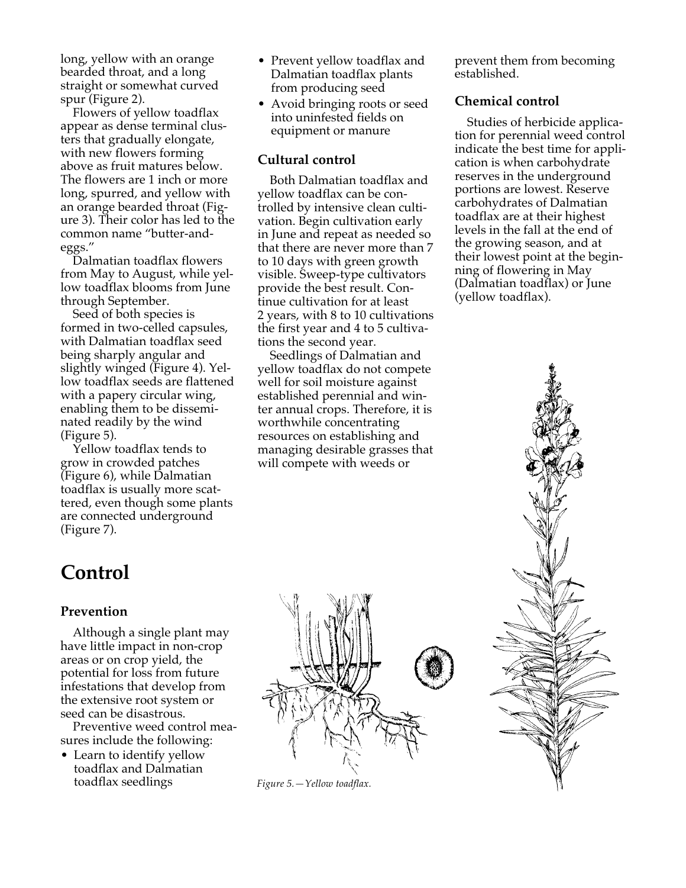long, yellow with an orange bearded throat, and a long straight or somewhat curved spur (Figure 2).

Flowers of yellow toadflax appear as dense terminal clusters that gradually elongate, with new flowers forming above as fruit matures below. The flowers are 1 inch or more long, spurred, and yellow with an orange bearded throat (Figure 3). Their color has led to the common name "butter-and-eggs."

Dalmatian toadflax flowers from May to August, while yellow toadflax blooms from June through September.

Seed of both species is formed in two-celled capsules, with Dalmatian toadflax seed being sharply angular and slightly winged (Figure 4). Yellow toadflax seeds are flattened with a papery circular wing, enabling them to be disseminated readily by the wind (Figure 5).

Yellow toadflax tends to grow in crowded patches (Figure 6), while Dalmatian toadflax is usually more scattered, even though some plants are connected underground (Figure 7).

# Control

### Prevention

Although a single plant may have little impact in non-crop areas or on crop yield, the potential for loss from future infestations that develop from the extensive root system or seed can be disastrous.

Preventive weed control measures include the following:

- Learn to identify yellow toadflax and Dalmatian toadflax seedlings
- Prevent yellow toadflax and Dalmatian toadflax plants from producing seed
- Avoid bringing roots or seed into uninfested fields on equipment or manure

### Cultural control

Both Dalmatian toadflax and yellow toadflax can be controlled by intensive clean cultivation. Begin cultivation early in June and repeat as needed so that there are never more than 7 to 10 days with green growth visible. Sweep-type cultivators provide the best result. Continue cultivation for at least 2 years, with 8 to 10 cultivations the first year and 4 to 5 cultivations the second year.

Seedlings of Dalmatian and yellow toadflax do not compete well for soil moisture against established perennial and winter annual crops. Therefore, it is worthwhile concentrating resources on establishing and managing desirable grasses that will compete with weeds or prevent them from becoming established.

### Chemical control

Studies of herbicide application for perennial weed control indicate the best time for application is when carbohydrate reserves in the underground portions are lowest. Reserve carbohydrates of Dalmatian toadflax are at their highest levels in the fall at the end of the growing season, and at their lowest point at the beginning of flowering in May (Dalmatian toadflax) or June (yellow toadflax).

*Figure 5.—Yellow toadflax.*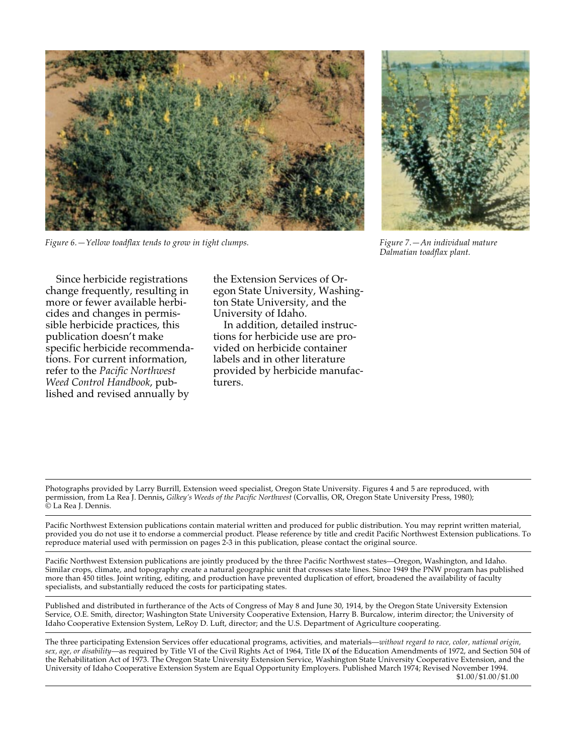*Figure 6.—Yellow toadflax tends to grow in tight clumps.*

*Figure 7.—An individual mature Dalmatian toadflax plant.*

Since herbicide registrations change frequently, resulting in more or fewer available herbicides and changes in permissible herbicide practices, this publication doesn't make specific herbicide recommendations. For current information, refer to the *Pacific Northwest Weed Control Handbook*, published and revised annually by the Extension Services of Oregon State University, Washington State University, and the University of Idaho.

In addition, detailed instructions for herbicide use are provided on herbicide container labels and in other literature provided by herbicide manufacturers.

---

Photographs provided by Larry Burrill, Extension weed specialist, Oregon State University. Figures 4 and 5 are reproduced, with permission, from La Rea J. Dennis, *Gilkey's Weeds of the Pacific Northwest* (Corvallis, OR, Oregon State University Press, 1980); © La Rea J. Dennis.

---

Pacific Northwest Extension publications contain material written and produced for public distribution. You may reprint written material, provided you do not use it to endorse a commercial product. Please reference by title and credit Pacific Northwest Extension publications. To reproduce material used with permission on pages 2-3 in this publication, please contact the original source.

---

Pacific Northwest Extension publications are jointly produced by the three Pacific Northwest states—Oregon, Washington, and Idaho. Similar crops, climate, and topography create a natural geographic unit that crosses state lines. Since 1949 the PNW program has published more than 450 titles. Joint writing, editing, and production have prevented duplication of effort, broadened the availability of faculty specialists, and substantially reduced the costs for participating states.

---

Published and distributed in furtherance of the Acts of Congress of May 8 and June 30, 1914, by the Oregon State University Extension Service, O.E. Smith, director; Washington State University Cooperative Extension, Harry B. Burcalow, interim director; the University of Idaho Cooperative Extension System, LeRoy D. Luft, director; and the U.S. Department of Agriculture cooperating.

---

The three participating Extension Services offer educational programs, activities, and materials—*without regard to race, color, national origin, sex, age, or disability*—as required by Title VI of the Civil Rights Act of 1964, Title IX of the Education Amendments of 1972, and Section 504 of the Rehabilitation Act of 1973. The Oregon State University Extension Service, Washington State University Cooperative Extension, and the University of Idaho Cooperative Extension System are Equal Opportunity Employers. Published March 1974; Revised November 1994.

$1.00/$1.00/$1.00